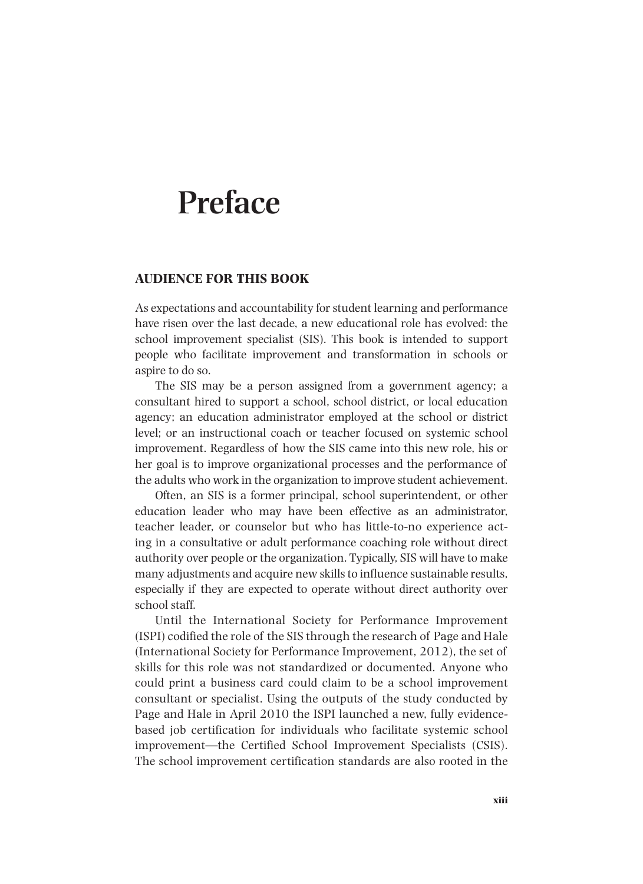# Preface

## AUDIENCE FOR THIS BOOK

As expectations and accountability for student learning and performance have risen over the last decade, a new educational role has evolved: the school improvement specialist (SIS). This book is intended to support people who facilitate improvement and transformation in schools or aspire to do so.

The SIS may be a person assigned from a government agency; a consultant hired to support a school, school district, or local education agency; an education administrator employed at the school or district level; or an instructional coach or teacher focused on systemic school improvement. Regardless of how the SIS came into this new role, his or her goal is to improve organizational processes and the performance of the adults who work in the organization to improve student achievement.

Often, an SIS is a former principal, school superintendent, or other education leader who may have been effective as an administrator, teacher leader, or counselor but who has little-to-no experience acting in a consultative or adult performance coaching role without direct authority over people or the organization. Typically, SIS will have to make many adjustments and acquire new skills to influence sustainable results, especially if they are expected to operate without direct authority over school staff.

Until the International Society for Performance Improvement (ISPI) codified the role of the SIS through the research of Page and Hale (International Society for Performance Improvement, 2012), the set of skills for this role was not standardized or documented. Anyone who could print a business card could claim to be a school improvement consultant or specialist. Using the outputs of the study conducted by Page and Hale in April 2010 the ISPI launched a new, fully evidence-based job certification for individuals who facilitate systemic school improvement—the Certified School Improvement Specialists (CSIS). The school improvement certification standards are also rooted in the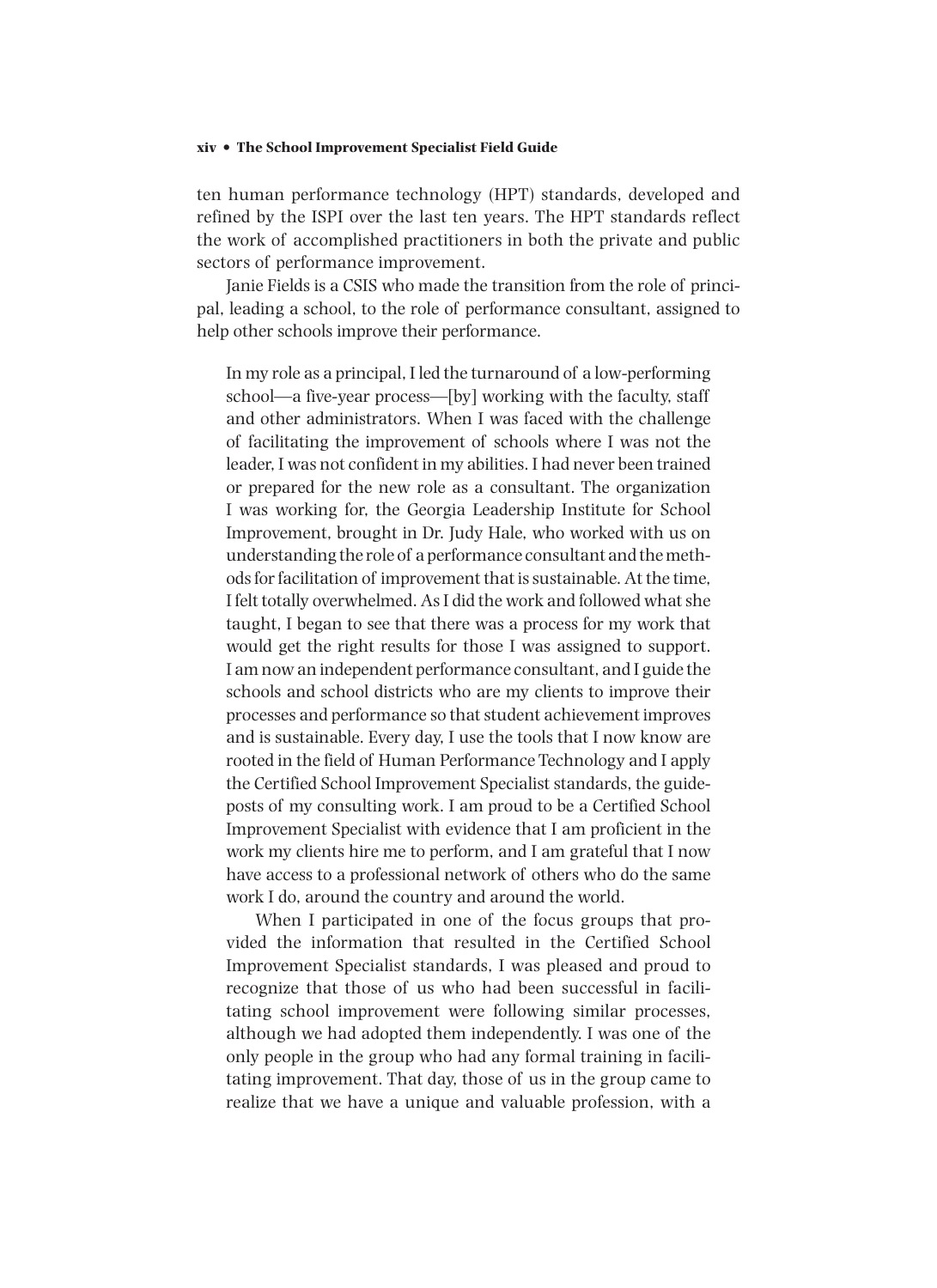ten human performance technology (HPT) standards, developed and refined by the ISPI over the last ten years. The HPT standards reflect the work of accomplished practitioners in both the private and public sectors of performance improvement.

Janie Fields is a CSIS who made the transition from the role of principal, leading a school, to the role of performance consultant, assigned to help other schools improve their performance.

> In my role as a principal, I led the turnaround of a low-performing school—a five-year process—[by] working with the faculty, staff and other administrators. When I was faced with the challenge of facilitating the improvement of schools where I was not the leader, I was not confident in my abilities. I had never been trained or prepared for the new role as a consultant. The organization I was working for, the Georgia Leadership Institute for School Improvement, brought in Dr. Judy Hale, who worked with us on understanding the role of a performance consultant and the methods for facilitation of improvement that is sustainable. At the time, I felt totally overwhelmed. As I did the work and followed what she taught, I began to see that there was a process for my work that would get the right results for those I was assigned to support. I am now an independent performance consultant, and I guide the schools and school districts who are my clients to improve their processes and performance so that student achievement improves and is sustainable. Every day, I use the tools that I now know are rooted in the field of Human Performance Technology and I apply the Certified School Improvement Specialist standards, the guideposts of my consulting work. I am proud to be a Certified School Improvement Specialist with evidence that I am proficient in the work my clients hire me to perform, and I am grateful that I now have access to a professional network of others who do the same work I do, around the country and around the world.
>
> When I participated in one of the focus groups that provided the information that resulted in the Certified School Improvement Specialist standards, I was pleased and proud to recognize that those of us who had been successful in facilitating school improvement were following similar processes, although we had adopted them independently. I was one of the only people in the group who had any formal training in facilitating improvement. That day, those of us in the group came to realize that we have a unique and valuable profession, with a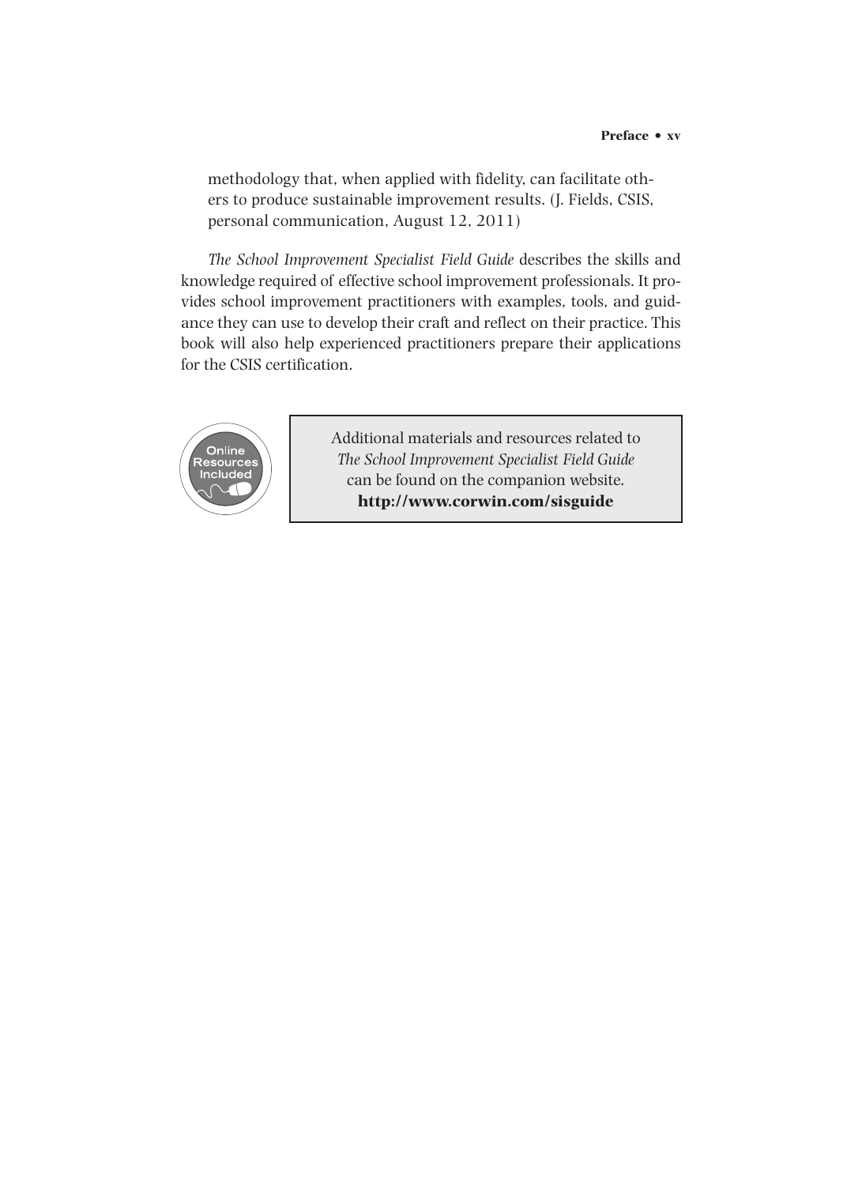> methodology that, when applied with fidelity, can facilitate others to produce sustainable improvement results. (J. Fields, CSIS, personal communication, August 12, 2011)

*The School Improvement Specialist Field Guide* describes the skills and knowledge required of effective school improvement professionals. It provides school improvement practitioners with examples, tools, and guidance they can use to develop their craft and reflect on their practice. This book will also help experienced practitioners prepare their applications for the CSIS certification.

Online Resources Included

Additional materials and resources related to *The School Improvement Specialist Field Guide* can be found on the companion website.
**http://www.corwin.com/sisguide**